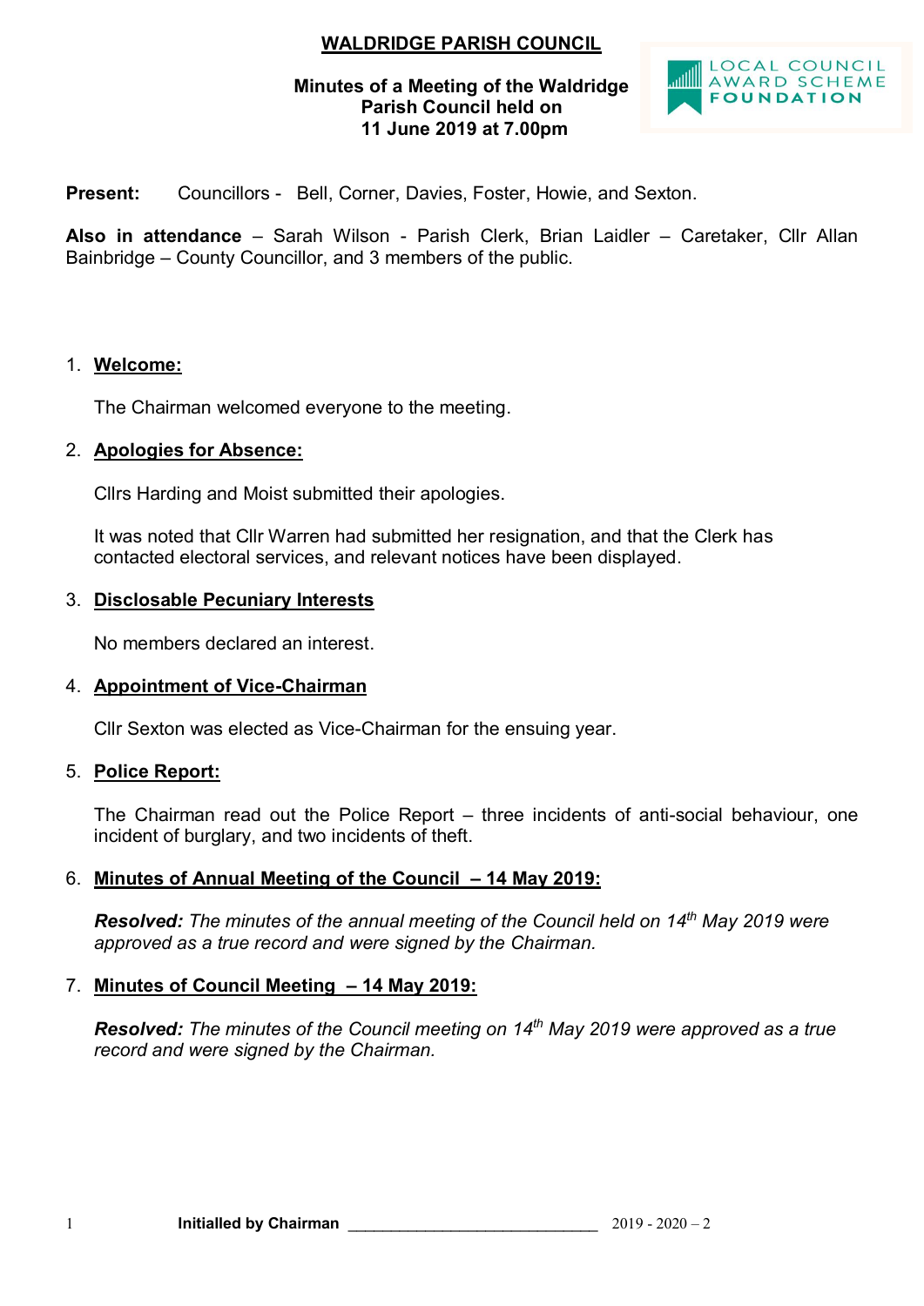# WALDRIDGE PARISH COUNCIL

**Minutes of a Meeting of the Waldridge Parish Council held on 11 June 2019 at 7.00pm**

LOCAL COUNCIL AWARD SCHEME FOUNDATION

**Present:** Councillors - Bell, Corner, Davies, Foster, Howie, and Sexton.

**Also in attendance** – Sarah Wilson - Parish Clerk, Brian Laidler – Caretaker, Cllr Allan Bainbridge – County Councillor, and 3 members of the public.

1. **Welcome:**

   The Chairman welcomed everyone to the meeting.

2. **Apologies for Absence:**

   Cllrs Harding and Moist submitted their apologies.

   It was noted that Cllr Warren had submitted her resignation, and that the Clerk has contacted electoral services, and relevant notices have been displayed.

3. **Disclosable Pecuniary Interests**

   No members declared an interest.

4. **Appointment of Vice-Chairman**

   Cllr Sexton was elected as Vice-Chairman for the ensuing year.

5. **Police Report:**

   The Chairman read out the Police Report – three incidents of anti-social behaviour, one incident of burglary, and two incidents of theft.

6. **Minutes of Annual Meeting of the Council – 14 May 2019:**

   ***Resolved:*** *The minutes of the annual meeting of the Council held on 14th May 2019 were approved as a true record and were signed by the Chairman.*

7. **Minutes of Council Meeting – 14 May 2019:**

   ***Resolved:*** *The minutes of the Council meeting on 14th May 2019 were approved as a true record and were signed by the Chairman.*

**Initialled by Chairman** ______________________________ 2019 - 2020 – 2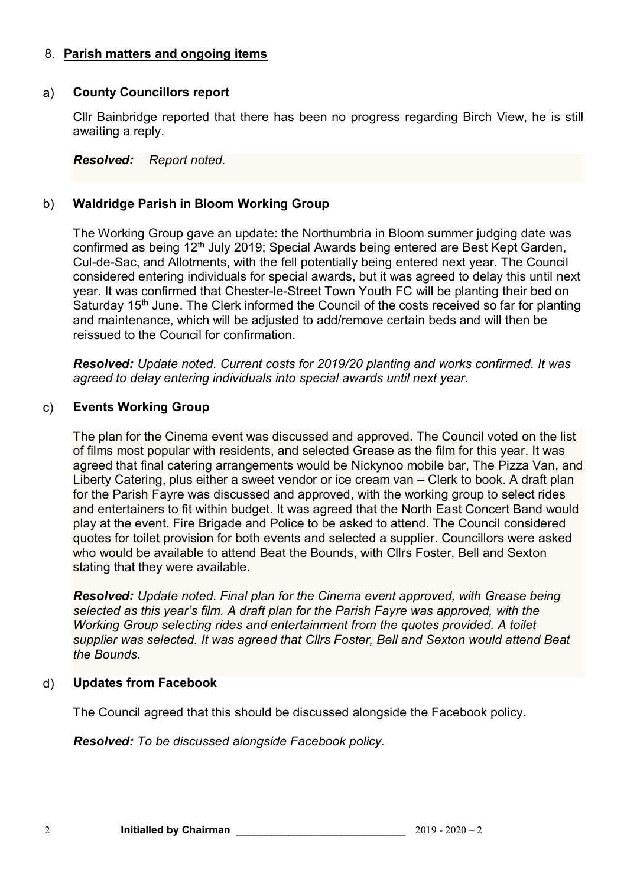## 8. **Parish matters and ongoing items**

### a) County Councillors report

Cllr Bainbridge reported that there has been no progress regarding Birch View, he is still awaiting a reply.

***Resolved:*** *Report noted.*

### b) Waldridge Parish in Bloom Working Group

The Working Group gave an update: the Northumbria in Bloom summer judging date was confirmed as being 12th July 2019; Special Awards being entered are Best Kept Garden, Cul-de-Sac, and Allotments, with the fell potentially being entered next year. The Council considered entering individuals for special awards, but it was agreed to delay this until next year. It was confirmed that Chester-le-Street Town Youth FC will be planting their bed on Saturday 15th June. The Clerk informed the Council of the costs received so far for planting and maintenance, which will be adjusted to add/remove certain beds and will then be reissued to the Council for confirmation.

***Resolved:*** *Update noted. Current costs for 2019/20 planting and works confirmed. It was agreed to delay entering individuals into special awards until next year.*

### c) Events Working Group

The plan for the Cinema event was discussed and approved. The Council voted on the list of films most popular with residents, and selected Grease as the film for this year. It was agreed that final catering arrangements would be Nickynoo mobile bar, The Pizza Van, and Liberty Catering, plus either a sweet vendor or ice cream van – Clerk to book. A draft plan for the Parish Fayre was discussed and approved, with the working group to select rides and entertainers to fit within budget. It was agreed that the North East Concert Band would play at the event. Fire Brigade and Police to be asked to attend. The Council considered quotes for toilet provision for both events and selected a supplier. Councillors were asked who would be available to attend Beat the Bounds, with Cllrs Foster, Bell and Sexton stating that they were available.

***Resolved:*** *Update noted. Final plan for the Cinema event approved, with Grease being selected as this year's film. A draft plan for the Parish Fayre was approved, with the Working Group selecting rides and entertainment from the quotes provided. A toilet supplier was selected. It was agreed that Cllrs Foster, Bell and Sexton would attend Beat the Bounds.*

### d) Updates from Facebook

The Council agreed that this should be discussed alongside the Facebook policy.

***Resolved:*** *To be discussed alongside Facebook policy.*

**Initialled by Chairman** ____________________________ 2019 - 2020 – 2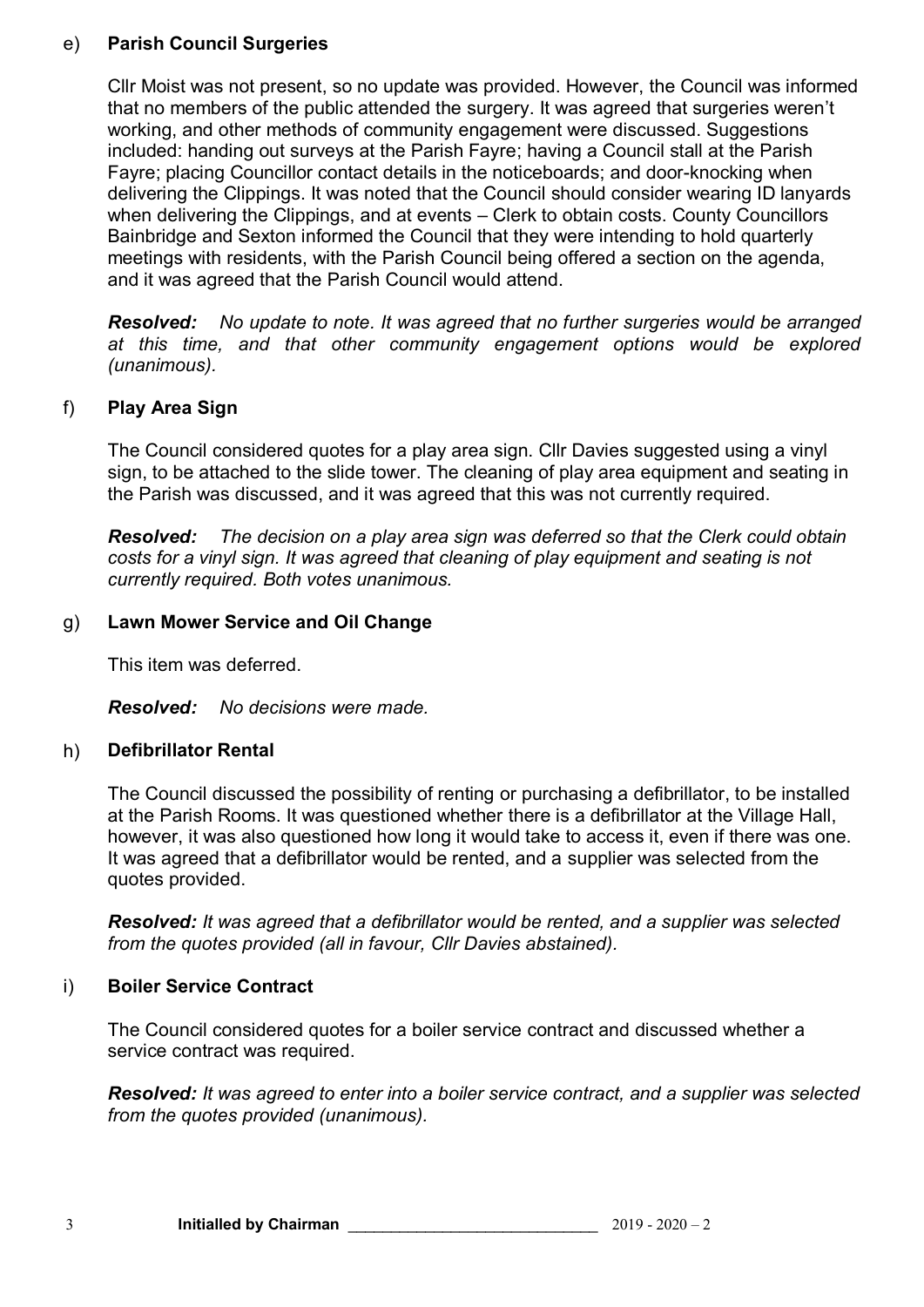e) **Parish Council Surgeries**

Cllr Moist was not present, so no update was provided. However, the Council was informed that no members of the public attended the surgery. It was agreed that surgeries weren't working, and other methods of community engagement were discussed. Suggestions included: handing out surveys at the Parish Fayre; having a Council stall at the Parish Fayre; placing Councillor contact details in the noticeboards; and door-knocking when delivering the Clippings. It was noted that the Council should consider wearing ID lanyards when delivering the Clippings, and at events – Clerk to obtain costs. County Councillors Bainbridge and Sexton informed the Council that they were intending to hold quarterly meetings with residents, with the Parish Council being offered a section on the agenda, and it was agreed that the Parish Council would attend.

***Resolved:*** *No update to note. It was agreed that no further surgeries would be arranged at this time, and that other community engagement options would be explored (unanimous).*

f) **Play Area Sign**

The Council considered quotes for a play area sign. Cllr Davies suggested using a vinyl sign, to be attached to the slide tower. The cleaning of play area equipment and seating in the Parish was discussed, and it was agreed that this was not currently required.

***Resolved:*** *The decision on a play area sign was deferred so that the Clerk could obtain costs for a vinyl sign. It was agreed that cleaning of play equipment and seating is not currently required. Both votes unanimous.*

g) **Lawn Mower Service and Oil Change**

This item was deferred.

***Resolved:*** *No decisions were made.*

h) **Defibrillator Rental**

The Council discussed the possibility of renting or purchasing a defibrillator, to be installed at the Parish Rooms. It was questioned whether there is a defibrillator at the Village Hall, however, it was also questioned how long it would take to access it, even if there was one. It was agreed that a defibrillator would be rented, and a supplier was selected from the quotes provided.

***Resolved:*** *It was agreed that a defibrillator would be rented, and a supplier was selected from the quotes provided (all in favour, Cllr Davies abstained).*

i) **Boiler Service Contract**

The Council considered quotes for a boiler service contract and discussed whether a service contract was required.

***Resolved:*** *It was agreed to enter into a boiler service contract, and a supplier was selected from the quotes provided (unanimous).*

**Initialled by Chairman** \_\_\_\_\_\_\_\_\_\_\_\_\_\_\_\_\_\_\_\_\_\_\_\_\_\_\_\_ 2019 - 2020 – 2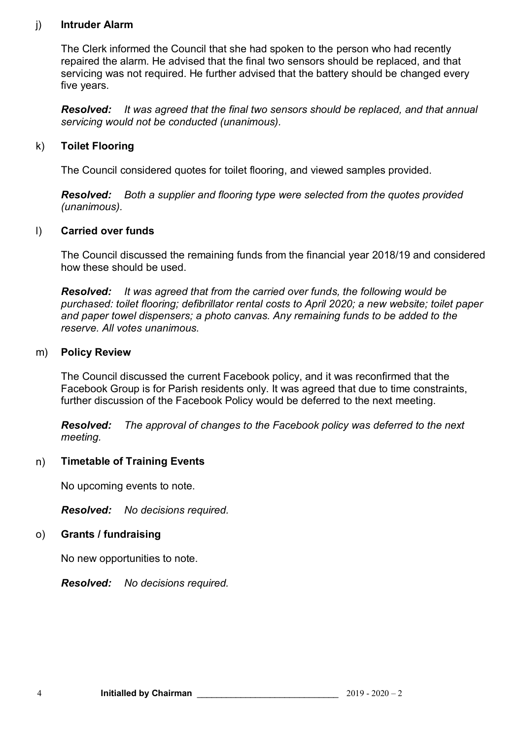j) **Intruder Alarm**

The Clerk informed the Council that she had spoken to the person who had recently repaired the alarm. He advised that the final two sensors should be replaced, and that servicing was not required. He further advised that the battery should be changed every five years.

***Resolved:*** *It was agreed that the final two sensors should be replaced, and that annual servicing would not be conducted (unanimous).*

k) **Toilet Flooring**

The Council considered quotes for toilet flooring, and viewed samples provided.

***Resolved:*** *Both a supplier and flooring type were selected from the quotes provided (unanimous).*

l) **Carried over funds**

The Council discussed the remaining funds from the financial year 2018/19 and considered how these should be used.

***Resolved:*** *It was agreed that from the carried over funds, the following would be purchased: toilet flooring; defibrillator rental costs to April 2020; a new website; toilet paper and paper towel dispensers; a photo canvas. Any remaining funds to be added to the reserve. All votes unanimous.*

m) **Policy Review**

The Council discussed the current Facebook policy, and it was reconfirmed that the Facebook Group is for Parish residents only. It was agreed that due to time constraints, further discussion of the Facebook Policy would be deferred to the next meeting.

***Resolved:*** *The approval of changes to the Facebook policy was deferred to the next meeting.*

n) **Timetable of Training Events**

No upcoming events to note.

***Resolved:*** *No decisions required.*

o) **Grants / fundraising**

No new opportunities to note.

***Resolved:*** *No decisions required.*

**Initialled by Chairman** ____________________________ 2019 - 2020 – 2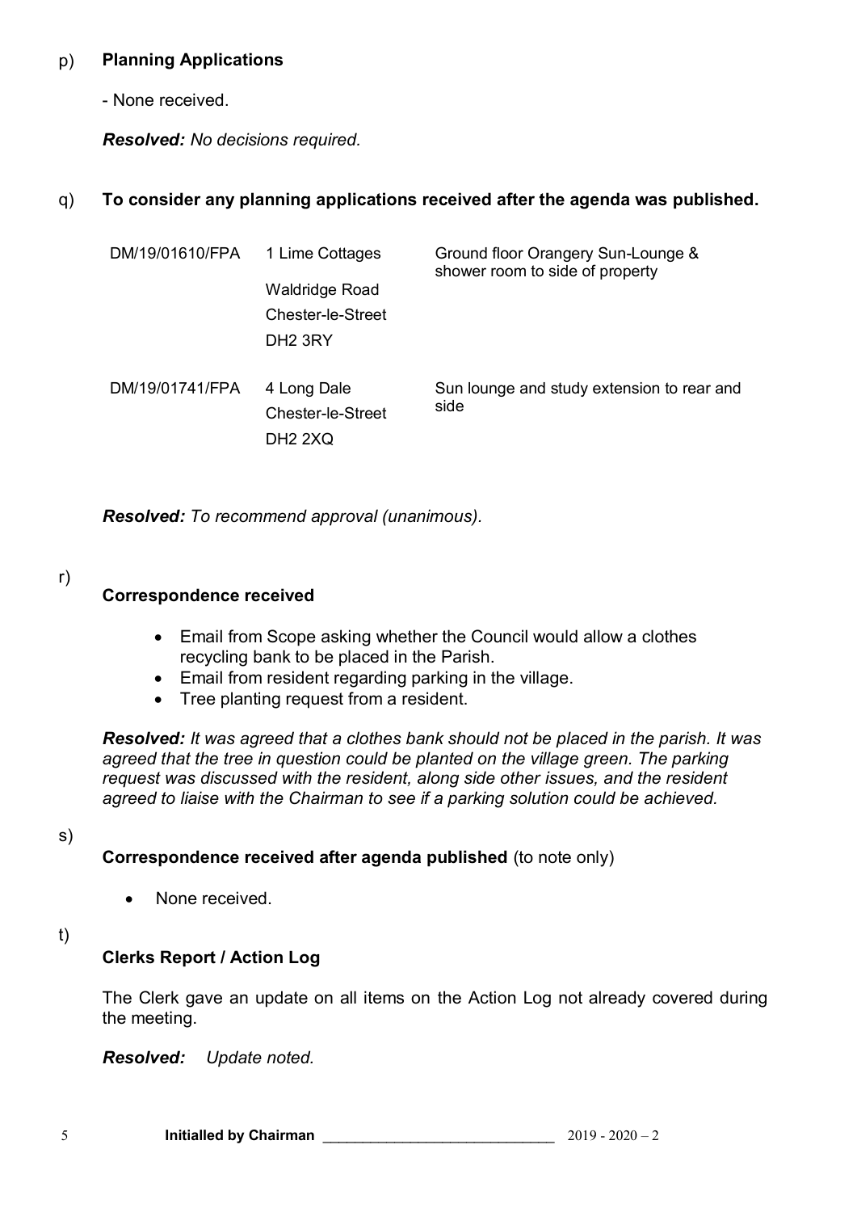p) **Planning Applications**

- None received.

***Resolved:*** *No decisions required.*

q) **To consider any planning applications received after the agenda was published.**

| | | |
|---|---|---|
| DM/19/01610/FPA | 1 Lime Cottages Waldridge Road Chester-le-Street DH2 3RY | Ground floor Orangery Sun-Lounge & shower room to side of property |
| DM/19/01741/FPA | 4 Long Dale Chester-le-Street DH2 2XQ | Sun lounge and study extension to rear and side |

***Resolved:*** *To recommend approval (unanimous).*

r) **Correspondence received**

- Email from Scope asking whether the Council would allow a clothes recycling bank to be placed in the Parish.
- Email from resident regarding parking in the village.
- Tree planting request from a resident.

***Resolved:*** *It was agreed that a clothes bank should not be placed in the parish. It was agreed that the tree in question could be planted on the village green. The parking request was discussed with the resident, along side other issues, and the resident agreed to liaise with the Chairman to see if a parking solution could be achieved.*

s) **Correspondence received after agenda published** (to note only)

- None received.

t) **Clerks Report / Action Log**

The Clerk gave an update on all items on the Action Log not already covered during the meeting.

***Resolved:*** *Update noted.*

**Initialled by Chairman** ____________________________ 2019 - 2020 – 2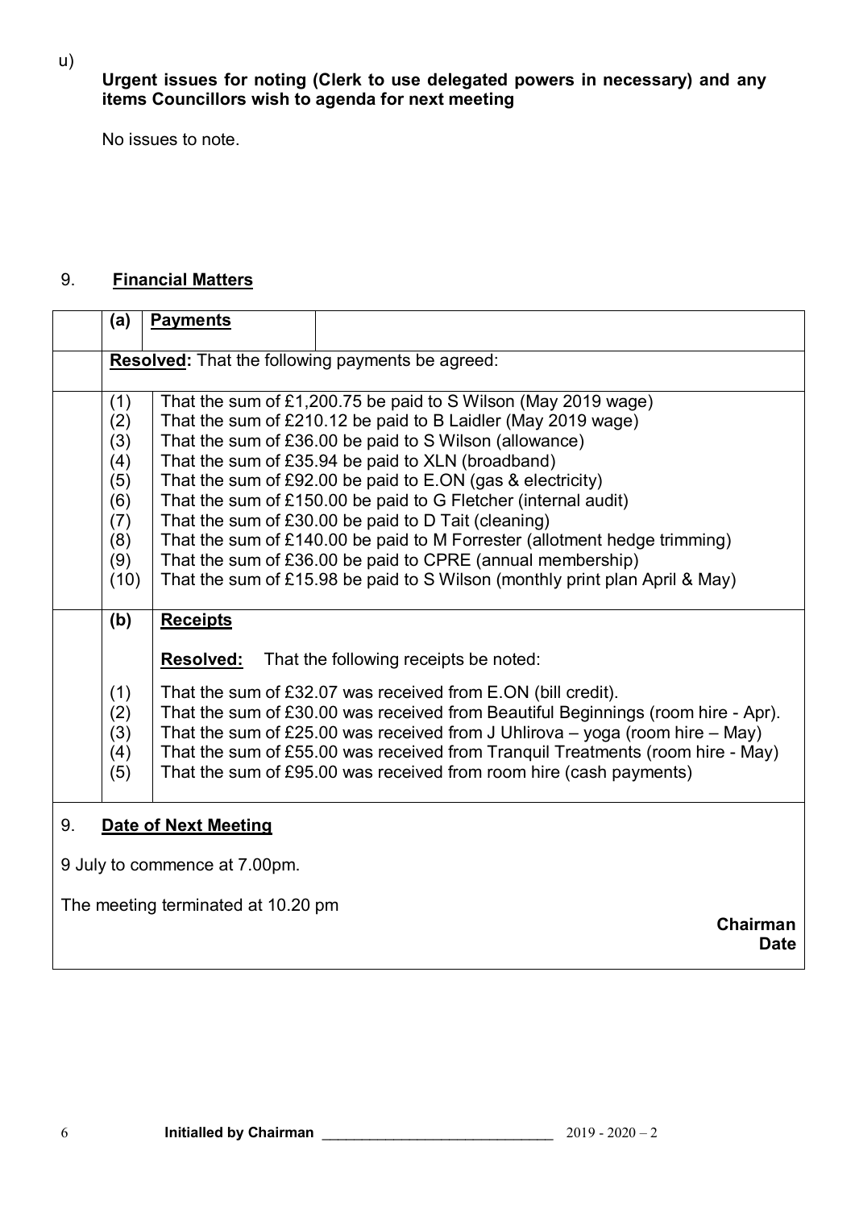u)

**Urgent issues for noting (Clerk to use delegated powers in necessary) and any items Councillors wish to agenda for next meeting**

No issues to note.

9. **Financial Matters**

| | | |
|---|---|---|
| **(a)** | **Payments** | |
| **Resolved:** That the following payments be agreed: | | |
| (1) | That the sum of £1,200.75 be paid to S Wilson (May 2019 wage) | |
| (2) | That the sum of £210.12 be paid to B Laidler (May 2019 wage) | |
| (3) | That the sum of £36.00 be paid to S Wilson (allowance) | |
| (4) | That the sum of £35.94 be paid to XLN (broadband) | |
| (5) | That the sum of £92.00 be paid to E.ON (gas & electricity) | |
| (6) | That the sum of £150.00 be paid to G Fletcher (internal audit) | |
| (7) | That the sum of £30.00 be paid to D Tait (cleaning) | |
| (8) | That the sum of £140.00 be paid to M Forrester (allotment hedge trimming) | |
| (9) | That the sum of £36.00 be paid to CPRE (annual membership) | |
| (10) | That the sum of £15.98 be paid to S Wilson (monthly print plan April & May) | |
| **(b)** | **Receipts** | |
| | **Resolved:** That the following receipts be noted: | |
| (1) | That the sum of £32.07 was received from E.ON (bill credit). | |
| (2) | That the sum of £30.00 was received from Beautiful Beginnings (room hire - Apr). | |
| (3) | That the sum of £25.00 was received from J Uhlirova – yoga (room hire – May) | |
| (4) | That the sum of £55.00 was received from Tranquil Treatments (room hire - May) | |
| (5) | That the sum of £95.00 was received from room hire (cash payments) | |

9. **Date of Next Meeting**

9 July to commence at 7.00pm.

The meeting terminated at 10.20 pm

**Chairman**
**Date**

**Initialled by Chairman** ______________________________ 2019 - 2020 – 2